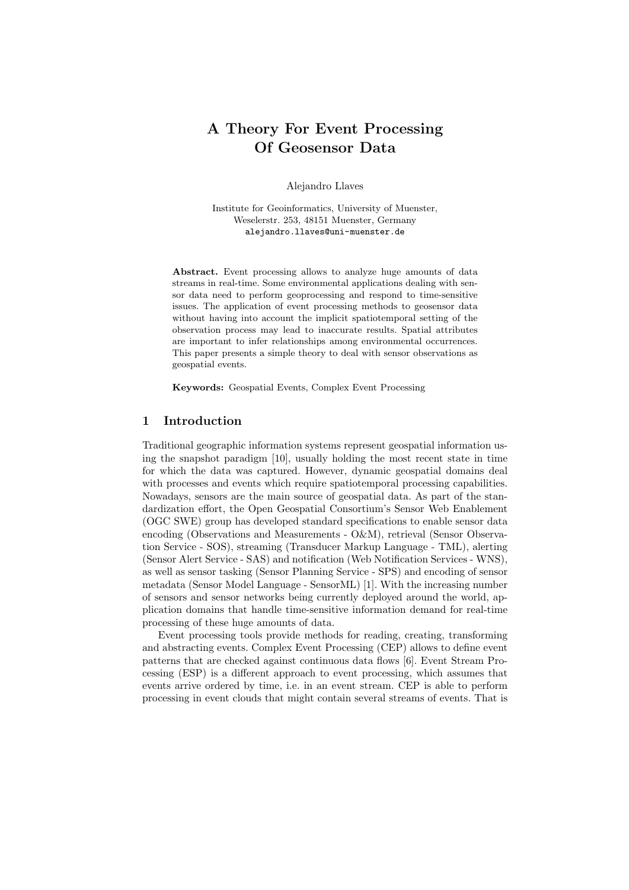# A Theory For Event Processing Of Geosensor Data

Alejandro Llaves

Institute for Geoinformatics, University of Muenster,
Weselerstr. 253, 48151 Muenster, Germany
alejandro.llaves@uni-muenster.de

**Abstract.** Event processing allows to analyze huge amounts of data streams in real-time. Some environmental applications dealing with sensor data need to perform geoprocessing and respond to time-sensitive issues. The application of event processing methods to geosensor data without having into account the implicit spatiotemporal setting of the observation process may lead to inaccurate results. Spatial attributes are important to infer relationships among environmental occurrences. This paper presents a simple theory to deal with sensor observations as geospatial events.

**Keywords:** Geospatial Events, Complex Event Processing

## 1 Introduction

Traditional geographic information systems represent geospatial information using the snapshot paradigm [10], usually holding the most recent state in time for which the data was captured. However, dynamic geospatial domains deal with processes and events which require spatiotemporal processing capabilities. Nowadays, sensors are the main source of geospatial data. As part of the standardization effort, the Open Geospatial Consortium's Sensor Web Enablement (OGC SWE) group has developed standard specifications to enable sensor data encoding (Observations and Measurements - O&M), retrieval (Sensor Observation Service - SOS), streaming (Transducer Markup Language - TML), alerting (Sensor Alert Service - SAS) and notification (Web Notification Services - WNS), as well as sensor tasking (Sensor Planning Service - SPS) and encoding of sensor metadata (Sensor Model Language - SensorML) [1]. With the increasing number of sensors and sensor networks being currently deployed around the world, application domains that handle time-sensitive information demand for real-time processing of these huge amounts of data.

Event processing tools provide methods for reading, creating, transforming and abstracting events. Complex Event Processing (CEP) allows to define event patterns that are checked against continuous data flows [6]. Event Stream Processing (ESP) is a different approach to event processing, which assumes that events arrive ordered by time, i.e. in an event stream. CEP is able to perform processing in event clouds that might contain several streams of events. That is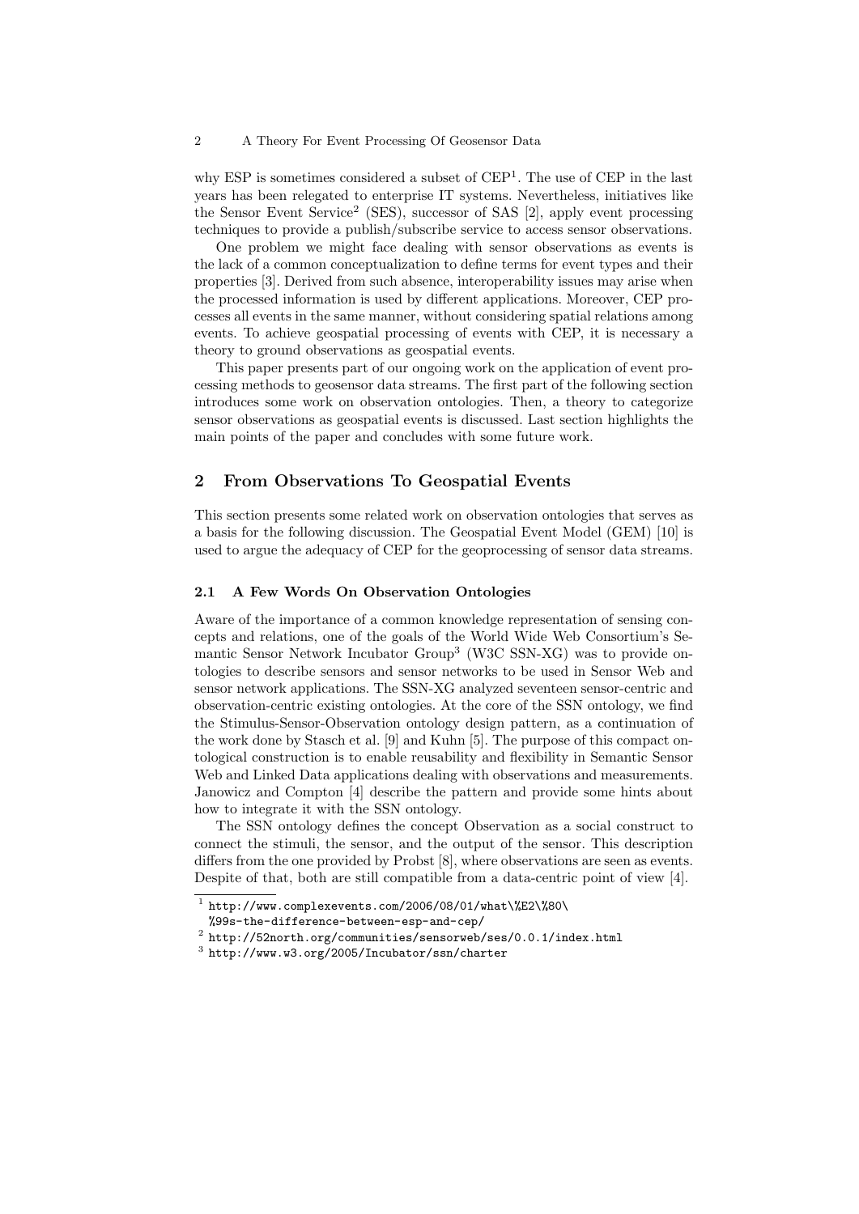why ESP is sometimes considered a subset of CEP[1]. The use of CEP in the last years has been relegated to enterprise IT systems. Nevertheless, initiatives like the Sensor Event Service[2] (SES), successor of SAS [2], apply event processing techniques to provide a publish/subscribe service to access sensor observations.

One problem we might face dealing with sensor observations as events is the lack of a common conceptualization to define terms for event types and their properties [3]. Derived from such absence, interoperability issues may arise when the processed information is used by different applications. Moreover, CEP processes all events in the same manner, without considering spatial relations among events. To achieve geospatial processing of events with CEP, it is necessary a theory to ground observations as geospatial events.

This paper presents part of our ongoing work on the application of event processing methods to geosensor data streams. The first part of the following section introduces some work on observation ontologies. Then, a theory to categorize sensor observations as geospatial events is discussed. Last section highlights the main points of the paper and concludes with some future work.

## 2 From Observations To Geospatial Events

This section presents some related work on observation ontologies that serves as a basis for the following discussion. The Geospatial Event Model (GEM) [10] is used to argue the adequacy of CEP for the geoprocessing of sensor data streams.

### 2.1 A Few Words On Observation Ontologies

Aware of the importance of a common knowledge representation of sensing concepts and relations, one of the goals of the World Wide Web Consortium's Semantic Sensor Network Incubator Group[3] (W3C SSN-XG) was to provide ontologies to describe sensors and sensor networks to be used in Sensor Web and sensor network applications. The SSN-XG analyzed seventeen sensor-centric and observation-centric existing ontologies. At the core of the SSN ontology, we find the Stimulus-Sensor-Observation ontology design pattern, as a continuation of the work done by Stasch et al. [9] and Kuhn [5]. The purpose of this compact ontological construction is to enable reusability and flexibility in Semantic Sensor Web and Linked Data applications dealing with observations and measurements. Janowicz and Compton [4] describe the pattern and provide some hints about how to integrate it with the SSN ontology.

The SSN ontology defines the concept Observation as a social construct to connect the stimuli, the sensor, and the output of the sensor. This description differs from the one provided by Probst [8], where observations are seen as events. Despite of that, both are still compatible from a data-centric point of view [4].

---

[1] http://www.complexevents.com/2006/08/01/what\%E2\%80\%99s-the-difference-between-esp-and-cep/

[2] http://52north.org/communities/sensorweb/ses/0.0.1/index.html

[3] http://www.w3.org/2005/Incubator/ssn/charter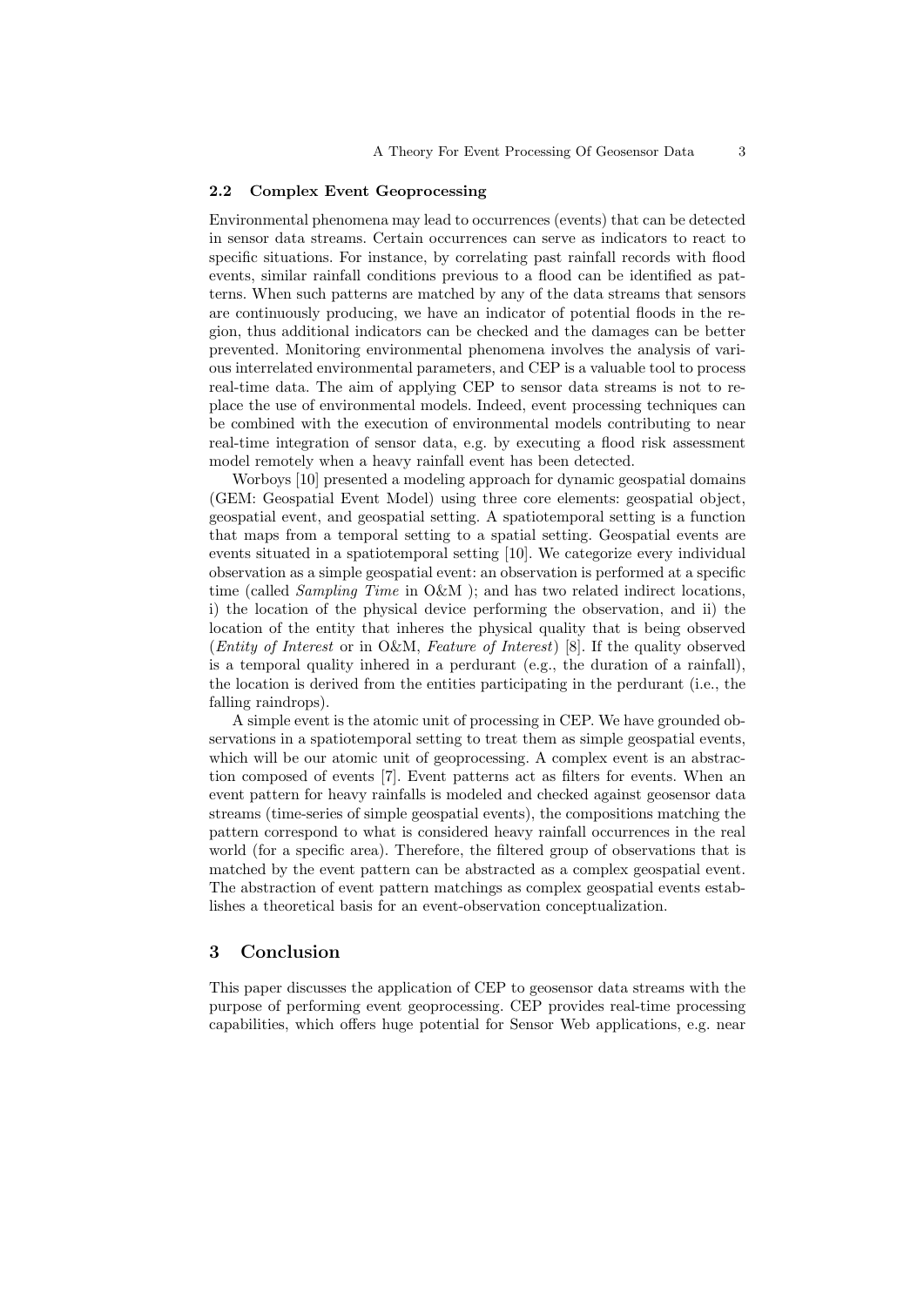### 2.2 Complex Event Geoprocessing

Environmental phenomena may lead to occurrences (events) that can be detected in sensor data streams. Certain occurrences can serve as indicators to react to specific situations. For instance, by correlating past rainfall records with flood events, similar rainfall conditions previous to a flood can be identified as patterns. When such patterns are matched by any of the data streams that sensors are continuously producing, we have an indicator of potential floods in the region, thus additional indicators can be checked and the damages can be better prevented. Monitoring environmental phenomena involves the analysis of various interrelated environmental parameters, and CEP is a valuable tool to process real-time data. The aim of applying CEP to sensor data streams is not to replace the use of environmental models. Indeed, event processing techniques can be combined with the execution of environmental models contributing to near real-time integration of sensor data, e.g. by executing a flood risk assessment model remotely when a heavy rainfall event has been detected.

Worboys [10] presented a modeling approach for dynamic geospatial domains (GEM: Geospatial Event Model) using three core elements: geospatial object, geospatial event, and geospatial setting. A spatiotemporal setting is a function that maps from a temporal setting to a spatial setting. Geospatial events are events situated in a spatiotemporal setting [10]. We categorize every individual observation as a simple geospatial event: an observation is performed at a specific time (called *Sampling Time* in O&M ); and has two related indirect locations, i) the location of the physical device performing the observation, and ii) the location of the entity that inheres the physical quality that is being observed (*Entity of Interest* or in O&M, *Feature of Interest*) [8]. If the quality observed is a temporal quality inhered in a perdurant (e.g., the duration of a rainfall), the location is derived from the entities participating in the perdurant (i.e., the falling raindrops).

A simple event is the atomic unit of processing in CEP. We have grounded observations in a spatiotemporal setting to treat them as simple geospatial events, which will be our atomic unit of geoprocessing. A complex event is an abstraction composed of events [7]. Event patterns act as filters for events. When an event pattern for heavy rainfalls is modeled and checked against geosensor data streams (time-series of simple geospatial events), the compositions matching the pattern correspond to what is considered heavy rainfall occurrences in the real world (for a specific area). Therefore, the filtered group of observations that is matched by the event pattern can be abstracted as a complex geospatial event. The abstraction of event pattern matchings as complex geospatial events establishes a theoretical basis for an event-observation conceptualization.

## 3 Conclusion

This paper discusses the application of CEP to geosensor data streams with the purpose of performing event geoprocessing. CEP provides real-time processing capabilities, which offers huge potential for Sensor Web applications, e.g. near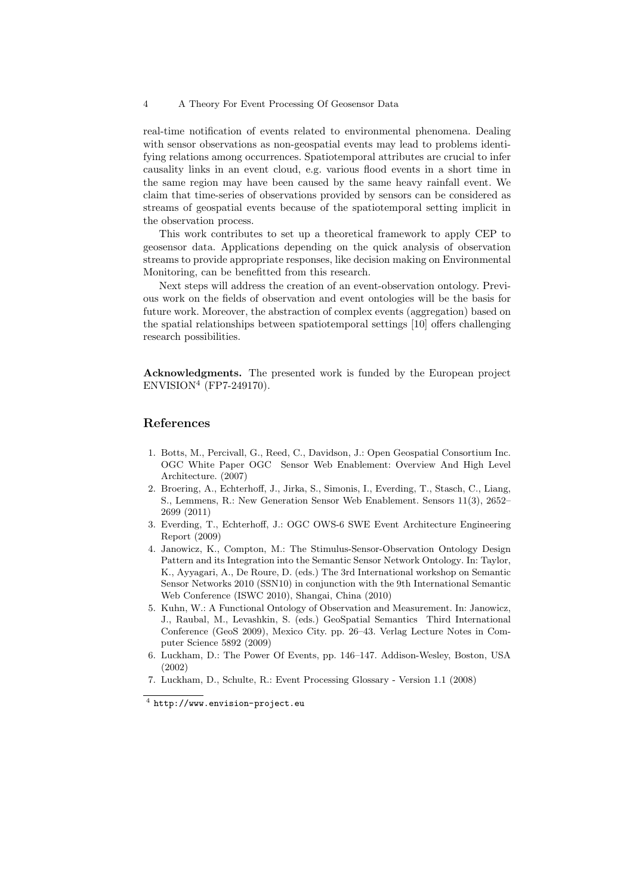real-time notification of events related to environmental phenomena. Dealing with sensor observations as non-geospatial events may lead to problems identifying relations among occurrences. Spatiotemporal attributes are crucial to infer causality links in an event cloud, e.g. various flood events in a short time in the same region may have been caused by the same heavy rainfall event. We claim that time-series of observations provided by sensors can be considered as streams of geospatial events because of the spatiotemporal setting implicit in the observation process.

This work contributes to set up a theoretical framework to apply CEP to geosensor data. Applications depending on the quick analysis of observation streams to provide appropriate responses, like decision making on Environmental Monitoring, can be benefitted from this research.

Next steps will address the creation of an event-observation ontology. Previous work on the fields of observation and event ontologies will be the basis for future work. Moreover, the abstraction of complex events (aggregation) based on the spatial relationships between spatiotemporal settings [10] offers challenging research possibilities.

**Acknowledgments.** The presented work is funded by the European project ENVISION[4] (FP7-249170).

## References

1. Botts, M., Percivall, G., Reed, C., Davidson, J.: Open Geospatial Consortium Inc. OGC White Paper OGC Sensor Web Enablement: Overview And High Level Architecture. (2007)
2. Broering, A., Echterhoff, J., Jirka, S., Simonis, I., Everding, T., Stasch, C., Liang, S., Lemmens, R.: New Generation Sensor Web Enablement. Sensors 11(3), 2652–2699 (2011)
3. Everding, T., Echterhoff, J.: OGC OWS-6 SWE Event Architecture Engineering Report (2009)
4. Janowicz, K., Compton, M.: The Stimulus-Sensor-Observation Ontology Design Pattern and its Integration into the Semantic Sensor Network Ontology. In: Taylor, K., Ayyagari, A., De Roure, D. (eds.) The 3rd International workshop on Semantic Sensor Networks 2010 (SSN10) in conjunction with the 9th International Semantic Web Conference (ISWC 2010), Shangai, China (2010)
5. Kuhn, W.: A Functional Ontology of Observation and Measurement. In: Janowicz, J., Raubal, M., Levashkin, S. (eds.) GeoSpatial Semantics Third International Conference (GeoS 2009), Mexico City. pp. 26–43. Verlag Lecture Notes in Computer Science 5892 (2009)
6. Luckham, D.: The Power Of Events, pp. 146–147. Addison-Wesley, Boston, USA (2002)
7. Luckham, D., Schulte, R.: Event Processing Glossary - Version 1.1 (2008)

[4] `http://www.envision-project.eu`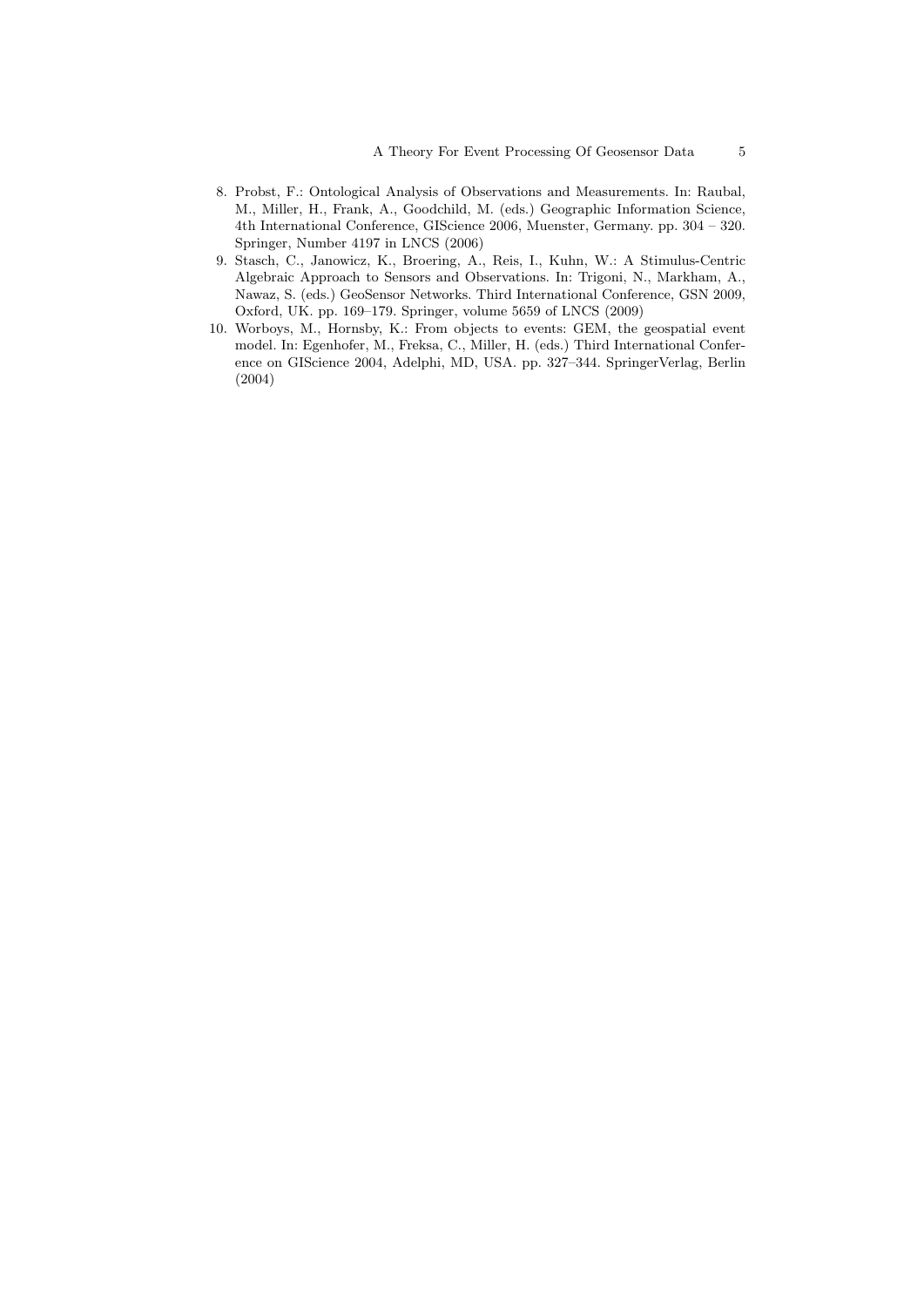8. Probst, F.: Ontological Analysis of Observations and Measurements. In: Raubal, M., Miller, H., Frank, A., Goodchild, M. (eds.) Geographic Information Science, 4th International Conference, GIScience 2006, Muenster, Germany. pp. 304 – 320. Springer, Number 4197 in LNCS (2006)
9. Stasch, C., Janowicz, K., Broering, A., Reis, I., Kuhn, W.: A Stimulus-Centric Algebraic Approach to Sensors and Observations. In: Trigoni, N., Markham, A., Nawaz, S. (eds.) GeoSensor Networks. Third International Conference, GSN 2009, Oxford, UK. pp. 169–179. Springer, volume 5659 of LNCS (2009)
10. Worboys, M., Hornsby, K.: From objects to events: GEM, the geospatial event model. In: Egenhofer, M., Freksa, C., Miller, H. (eds.) Third International Conference on GIScience 2004, Adelphi, MD, USA. pp. 327–344. SpringerVerlag, Berlin (2004)